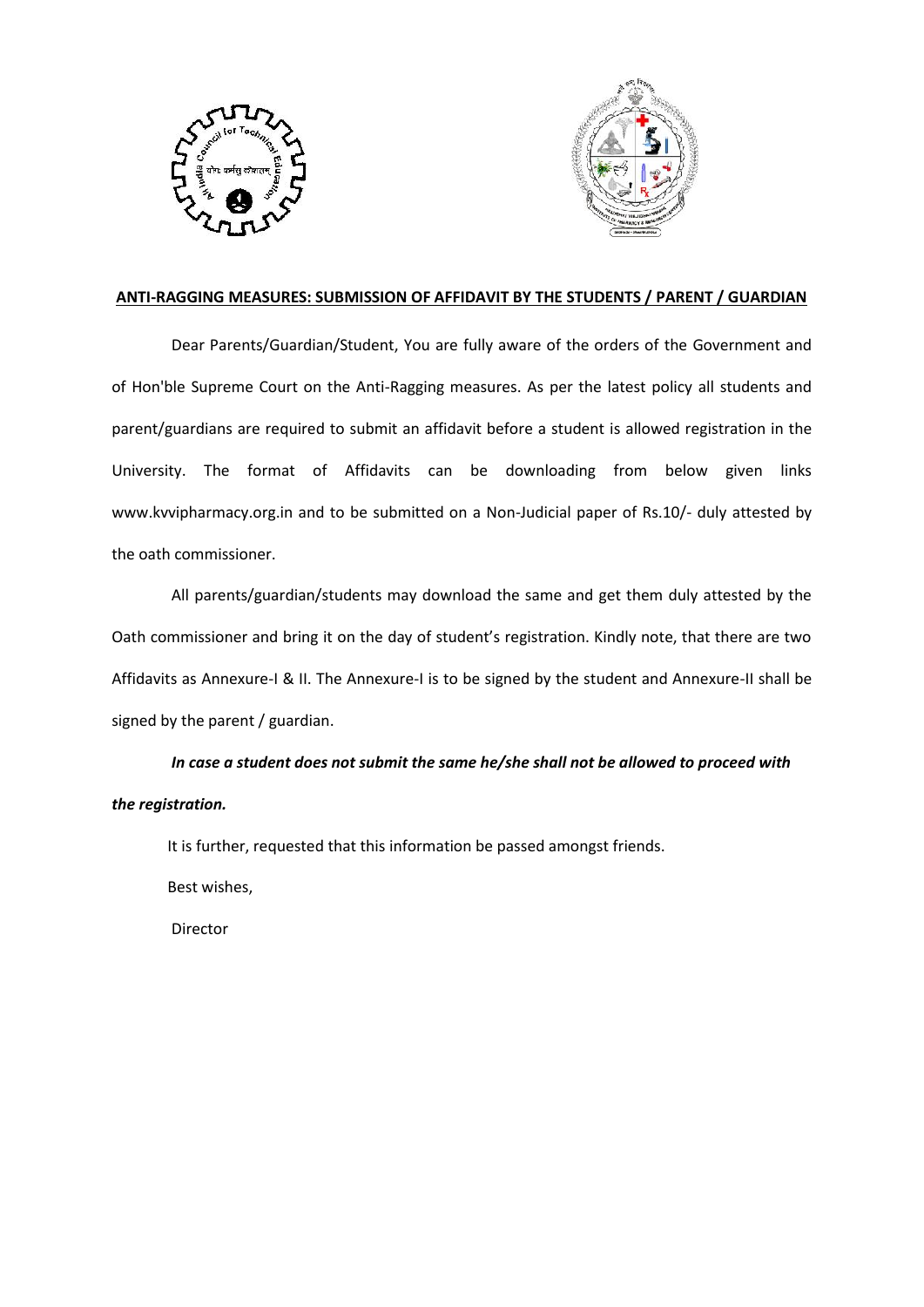## ANTI-RAGGING MEASURES: SUBMISSION OF AFFIDAVIT BY THE STUDENTS / PARENT / GUARDIAN

Dear Parents/Guardian/Student, You are fully aware of the orders of the Government and of Hon'ble Supreme Court on the Anti-Ragging measures. As per the latest policy all students and parent/guardians are required to submit an affidavit before a student is allowed registration in the University. The format of Affidavits can be downloading from below given links www.kvvipharmacy.org.in and to be submitted on a Non-Judicial paper of Rs.10/- duly attested by the oath commissioner.

All parents/guardian/students may download the same and get them duly attested by the Oath commissioner and bring it on the day of student's registration. Kindly note, that there are two Affidavits as Annexure-I & II. The Annexure-I is to be signed by the student and Annexure-II shall be signed by the parent / guardian.

***In case a student does not submit the same he/she shall not be allowed to proceed with the registration.***

It is further, requested that this information be passed amongst friends.

Best wishes,

Director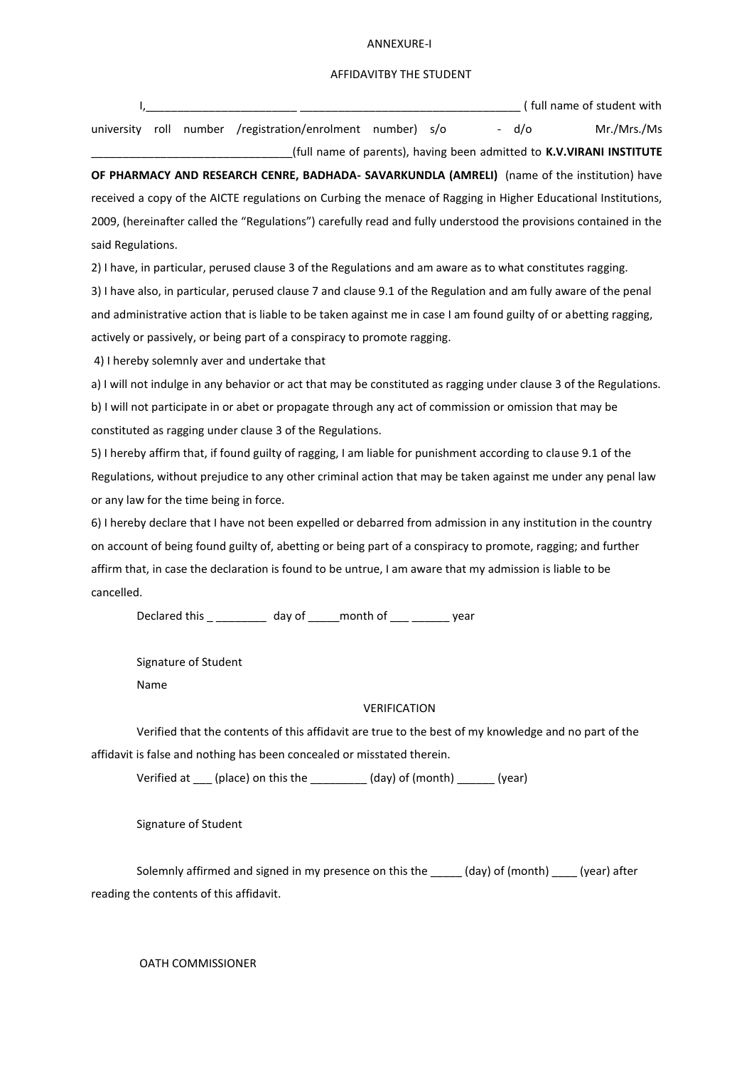ANNEXURE-I

AFFIDAVITBY THE STUDENT

I,________________________ ___________________________________ ( full name of student with university roll number /registration/enrolment number) s/o - d/o Mr./Mrs./Ms ________________________________(full name of parents), having been admitted to **K.V.VIRANI INSTITUTE OF PHARMACY AND RESEARCH CENRE, BADHADA- SAVARKUNDLA (AMRELI)** (name of the institution) have received a copy of the AICTE regulations on Curbing the menace of Ragging in Higher Educational Institutions, 2009, (hereinafter called the "Regulations") carefully read and fully understood the provisions contained in the said Regulations.

2) I have, in particular, perused clause 3 of the Regulations and am aware as to what constitutes ragging.

3) I have also, in particular, perused clause 7 and clause 9.1 of the Regulation and am fully aware of the penal and administrative action that is liable to be taken against me in case I am found guilty of or abetting ragging, actively or passively, or being part of a conspiracy to promote ragging.

4) I hereby solemnly aver and undertake that

a) I will not indulge in any behavior or act that may be constituted as ragging under clause 3 of the Regulations.

b) I will not participate in or abet or propagate through any act of commission or omission that may be constituted as ragging under clause 3 of the Regulations.

5) I hereby affirm that, if found guilty of ragging, I am liable for punishment according to clause 9.1 of the Regulations, without prejudice to any other criminal action that may be taken against me under any penal law or any law for the time being in force.

6) I hereby declare that I have not been expelled or debarred from admission in any institution in the country on account of being found guilty of, abetting or being part of a conspiracy to promote, ragging; and further affirm that, in case the declaration is found to be untrue, I am aware that my admission is liable to be cancelled.

Declared this _ ________ day of _____month of ___ ______ year

Signature of Student

Name

VERIFICATION

Verified that the contents of this affidavit are true to the best of my knowledge and no part of the affidavit is false and nothing has been concealed or misstated therein.

Verified at ___ (place) on this the _________ (day) of (month) ______ (year)

Signature of Student

Solemnly affirmed and signed in my presence on this the _____ (day) of (month) ____ (year) after reading the contents of this affidavit.

OATH COMMISSIONER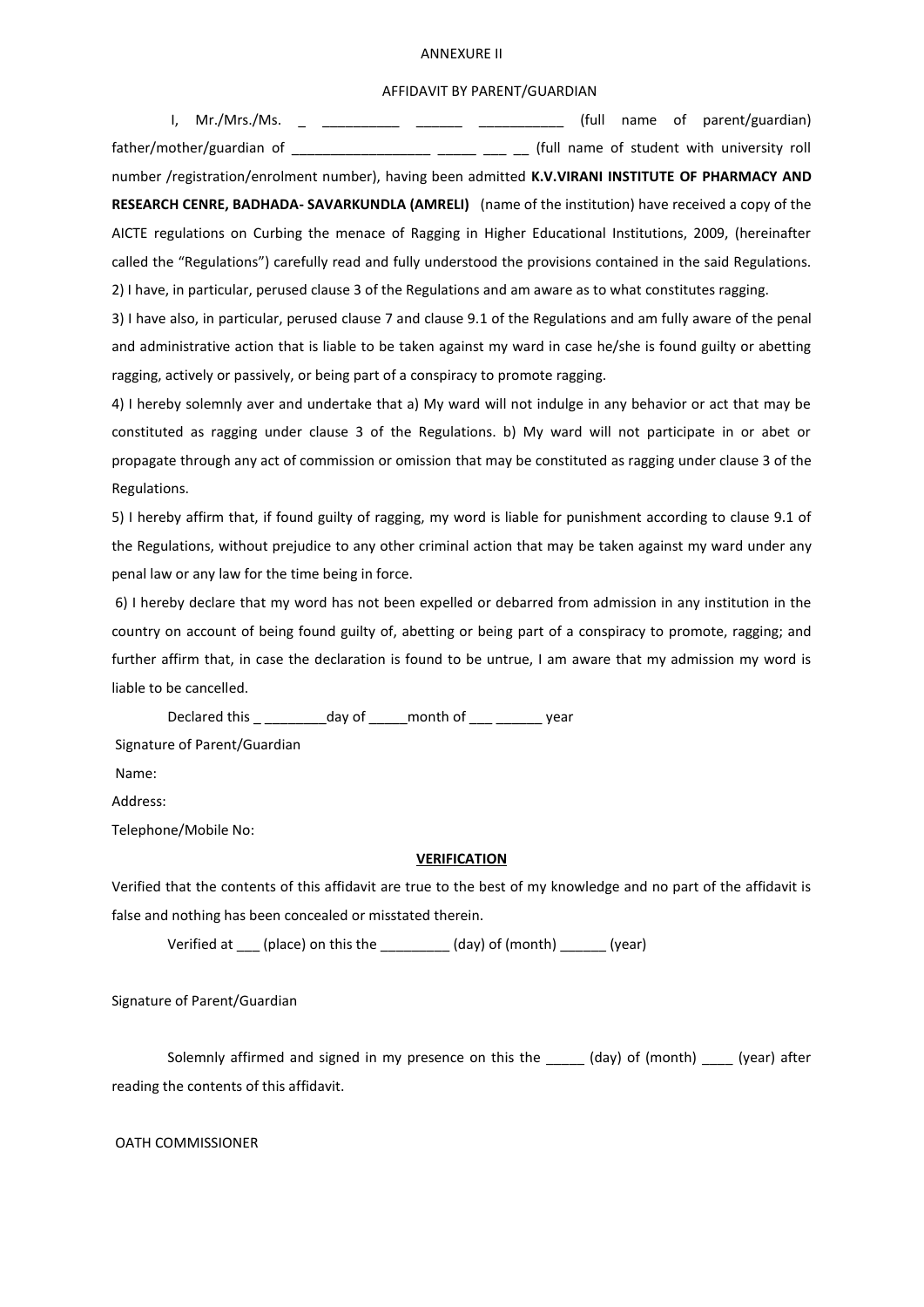ANNEXURE II

AFFIDAVIT BY PARENT/GUARDIAN

I, Mr./Mrs./Ms. _ __________ ______ ___________ (full name of parent/guardian) father/mother/guardian of __________________ _____ ___ __ (full name of student with university roll number /registration/enrolment number), having been admitted **K.V.VIRANI INSTITUTE OF PHARMACY AND RESEARCH CENRE, BADHADA- SAVARKUNDLA (AMRELI)** (name of the institution) have received a copy of the AICTE regulations on Curbing the menace of Ragging in Higher Educational Institutions, 2009, (hereinafter called the "Regulations") carefully read and fully understood the provisions contained in the said Regulations.

2) I have, in particular, perused clause 3 of the Regulations and am aware as to what constitutes ragging.

3) I have also, in particular, perused clause 7 and clause 9.1 of the Regulations and am fully aware of the penal and administrative action that is liable to be taken against my ward in case he/she is found guilty or abetting ragging, actively or passively, or being part of a conspiracy to promote ragging.

4) I hereby solemnly aver and undertake that a) My ward will not indulge in any behavior or act that may be constituted as ragging under clause 3 of the Regulations. b) My ward will not participate in or abet or propagate through any act of commission or omission that may be constituted as ragging under clause 3 of the Regulations.

5) I hereby affirm that, if found guilty of ragging, my word is liable for punishment according to clause 9.1 of the Regulations, without prejudice to any other criminal action that may be taken against my ward under any penal law or any law for the time being in force.

6) I hereby declare that my word has not been expelled or debarred from admission in any institution in the country on account of being found guilty of, abetting or being part of a conspiracy to promote, ragging; and further affirm that, in case the declaration is found to be untrue, I am aware that my admission my word is liable to be cancelled.

Declared this _ ________day of _____month of ___ ______ year

Signature of Parent/Guardian

Name:

Address:

Telephone/Mobile No:

**VERIFICATION**

Verified that the contents of this affidavit are true to the best of my knowledge and no part of the affidavit is false and nothing has been concealed or misstated therein.

Verified at ___ (place) on this the _________ (day) of (month) ______ (year)

Signature of Parent/Guardian

Solemnly affirmed and signed in my presence on this the _____ (day) of (month) ____ (year) after reading the contents of this affidavit.

OATH COMMISSIONER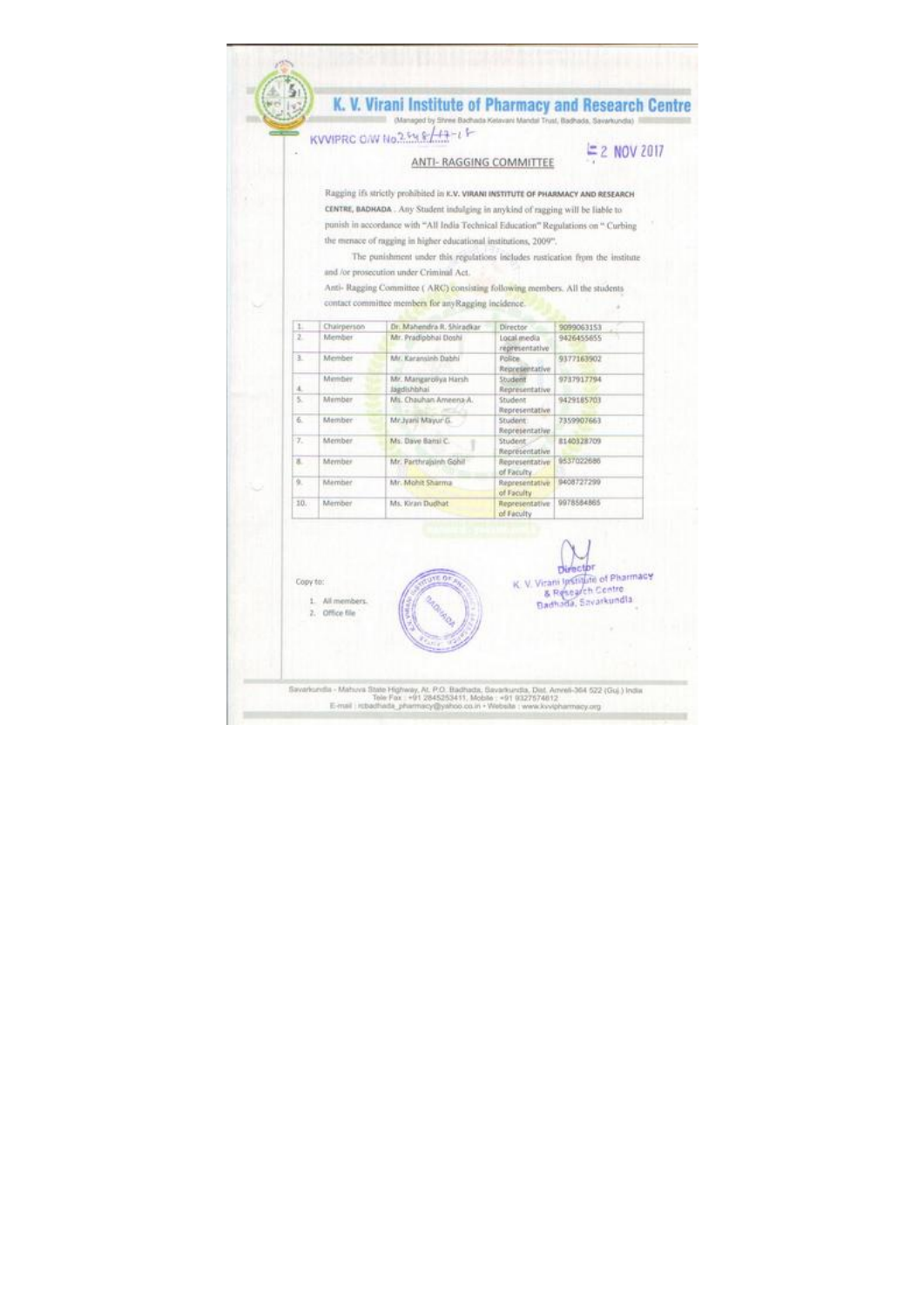# K. V. Virani Institute of Pharmacy and Research Centre

(Managed by Shree Badhada Kelavani Mandal Trust, Badhada, Savarkundla)

KVVIPRC O/W No.2548/17-18

2 NOV 2017

## ANTI- RAGGING COMMITTEE

Ragging ifs strictly prohibited in **K.V. VIRANI INSTITUTE OF PHARMACY AND RESEARCH CENTRE, BADHADA** . Any Student indulging in anykind of ragging will be liable to punish in accordance with "All India Technical Education" Regulations on " Curbing the menace of ragging in higher educational institutions, 2009".

The punishment under this regulations includes rustication from the institute and /or prosecution under Criminal Act.

Anti- Ragging Committee ( ARC) consisting following members. All the students contact committee members for anyRagging incidence.

| | | | | |
|---|---|---|---|---|
| 1. | Chairperson | Dr. Mahendra R. Shiradkar | Director | 9099063153 |
| 2. | Member | Mr. Pradipbhai Doshi | Local media representative | 9426455655 |
| 3. | Member | Mr. Karansinh Dabhi | Police Representative | 9377163902 |
| 4. | Member | Mr. Mangaroliya Harsh Jagdishbhai | Student Representative | 9737917794 |
| 5. | Member | Ms. Chauhan Ameena A. | Student Representative | 9429185703 |
| 6. | Member | Mr.Jyani Mayur G. | Student Representative | 7359907663 |
| 7. | Member | Ms. Dave Bansi C. | Student Representative | 8140328709 |
| 8. | Member | Mr. Parthrajsinh Gohil | Representative of Faculty | 9537022686 |
| 9. | Member | Mr. Mohit Sharma | Representative of Faculty | 9408727299 |
| 10. | Member | Ms. Kiran Dudhat | Representative of Faculty | 9978584865 |

Director
K. V. Virani Institute of Pharmacy & Research Centre
Badhada, Savarkundla

Copy to:

1. All members.
2. Office file

Savarkundla - Mahuva State Highway, At. P.O. Badhada, Savarkundla, Dist. Amreli-364 522 (Guj.) India
Tele Fax : +91 2845253411, Mobile : +91 9327574612
E-mail : rcbadhada_pharmacy@yahoo.co.in • Website : www.kvvipharmacy.org